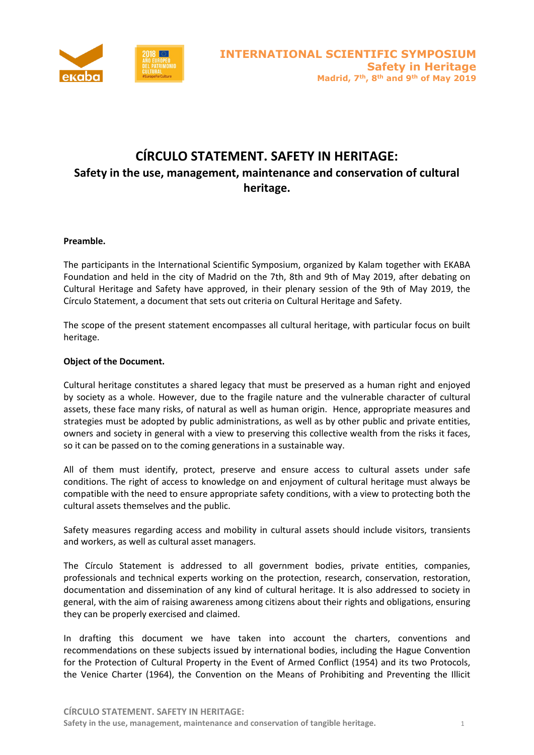# CÍRCULO STATEMENT. SAFETY IN HERITAGE:

## Safety in the use, management, maintenance and conservation of cultural heritage.

**Preamble.**

The participants in the International Scientific Symposium, organized by Kalam together with EKABA Foundation and held in the city of Madrid on the 7th, 8th and 9th of May 2019, after debating on Cultural Heritage and Safety have approved, in their plenary session of the 9th of May 2019, the Círculo Statement, a document that sets out criteria on Cultural Heritage and Safety.

The scope of the present statement encompasses all cultural heritage, with particular focus on built heritage.

**Object of the Document.**

Cultural heritage constitutes a shared legacy that must be preserved as a human right and enjoyed by society as a whole. However, due to the fragile nature and the vulnerable character of cultural assets, these face many risks, of natural as well as human origin. Hence, appropriate measures and strategies must be adopted by public administrations, as well as by other public and private entities, owners and society in general with a view to preserving this collective wealth from the risks it faces, so it can be passed on to the coming generations in a sustainable way.

All of them must identify, protect, preserve and ensure access to cultural assets under safe conditions. The right of access to knowledge on and enjoyment of cultural heritage must always be compatible with the need to ensure appropriate safety conditions, with a view to protecting both the cultural assets themselves and the public.

Safety measures regarding access and mobility in cultural assets should include visitors, transients and workers, as well as cultural asset managers.

The Círculo Statement is addressed to all government bodies, private entities, companies, professionals and technical experts working on the protection, research, conservation, restoration, documentation and dissemination of any kind of cultural heritage. It is also addressed to society in general, with the aim of raising awareness among citizens about their rights and obligations, ensuring they can be properly exercised and claimed.

In drafting this document we have taken into account the charters, conventions and recommendations on these subjects issued by international bodies, including the Hague Convention for the Protection of Cultural Property in the Event of Armed Conflict (1954) and its two Protocols, the Venice Charter (1964), the Convention on the Means of Prohibiting and Preventing the Illicit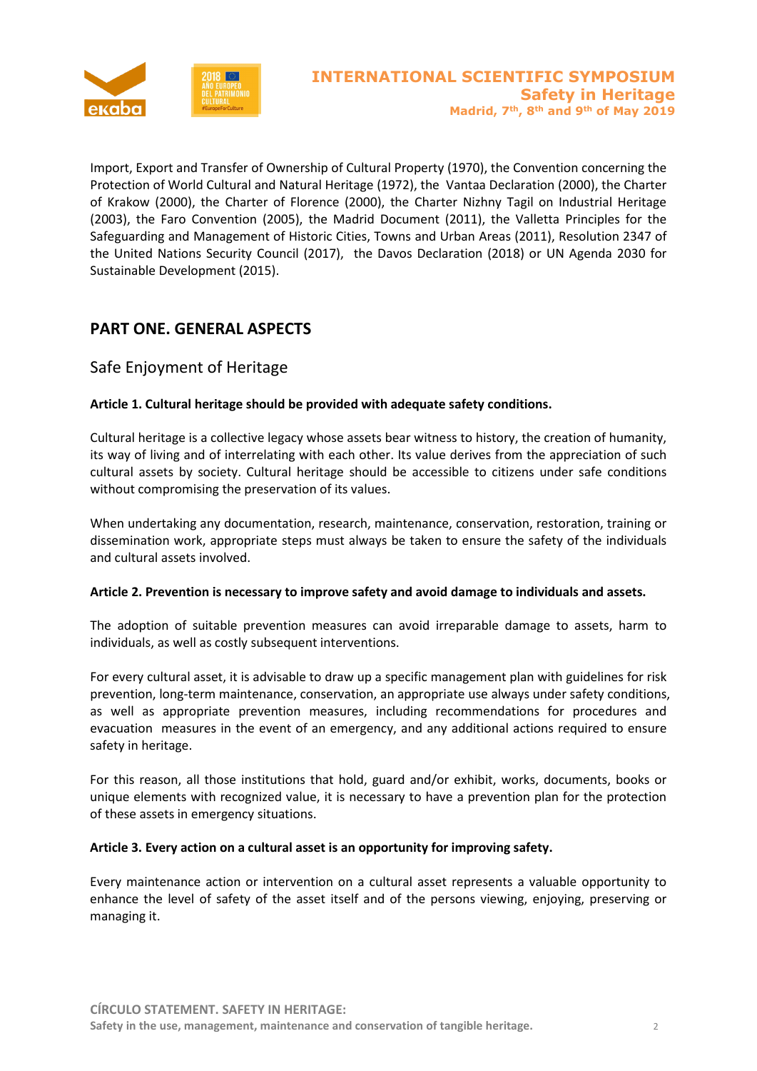Import, Export and Transfer of Ownership of Cultural Property (1970), the Convention concerning the Protection of World Cultural and Natural Heritage (1972), the Vantaa Declaration (2000), the Charter of Krakow (2000), the Charter of Florence (2000), the Charter Nizhny Tagil on Industrial Heritage (2003), the Faro Convention (2005), the Madrid Document (2011), the Valletta Principles for the Safeguarding and Management of Historic Cities, Towns and Urban Areas (2011), Resolution 2347 of the United Nations Security Council (2017), the Davos Declaration (2018) or UN Agenda 2030 for Sustainable Development (2015).

## PART ONE. GENERAL ASPECTS

### Safe Enjoyment of Heritage

**Article 1. Cultural heritage should be provided with adequate safety conditions.**

Cultural heritage is a collective legacy whose assets bear witness to history, the creation of humanity, its way of living and of interrelating with each other. Its value derives from the appreciation of such cultural assets by society. Cultural heritage should be accessible to citizens under safe conditions without compromising the preservation of its values.

When undertaking any documentation, research, maintenance, conservation, restoration, training or dissemination work, appropriate steps must always be taken to ensure the safety of the individuals and cultural assets involved.

**Article 2. Prevention is necessary to improve safety and avoid damage to individuals and assets.**

The adoption of suitable prevention measures can avoid irreparable damage to assets, harm to individuals, as well as costly subsequent interventions.

For every cultural asset, it is advisable to draw up a specific management plan with guidelines for risk prevention, long-term maintenance, conservation, an appropriate use always under safety conditions, as well as appropriate prevention measures, including recommendations for procedures and evacuation measures in the event of an emergency, and any additional actions required to ensure safety in heritage.

For this reason, all those institutions that hold, guard and/or exhibit, works, documents, books or unique elements with recognized value, it is necessary to have a prevention plan for the protection of these assets in emergency situations.

**Article 3. Every action on a cultural asset is an opportunity for improving safety.**

Every maintenance action or intervention on a cultural asset represents a valuable opportunity to enhance the level of safety of the asset itself and of the persons viewing, enjoying, preserving or managing it.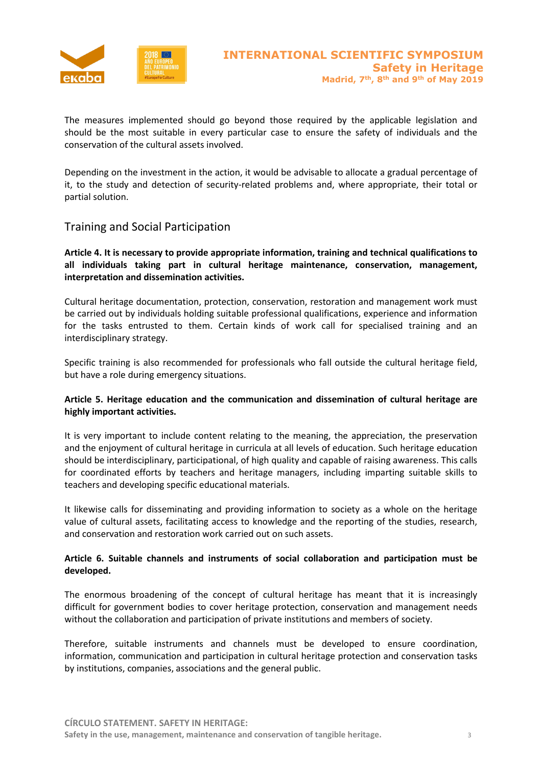The measures implemented should go beyond those required by the applicable legislation and should be the most suitable in every particular case to ensure the safety of individuals and the conservation of the cultural assets involved.

Depending on the investment in the action, it would be advisable to allocate a gradual percentage of it, to the study and detection of security-related problems and, where appropriate, their total or partial solution.

## Training and Social Participation

**Article 4. It is necessary to provide appropriate information, training and technical qualifications to all individuals taking part in cultural heritage maintenance, conservation, management, interpretation and dissemination activities.**

Cultural heritage documentation, protection, conservation, restoration and management work must be carried out by individuals holding suitable professional qualifications, experience and information for the tasks entrusted to them. Certain kinds of work call for specialised training and an interdisciplinary strategy.

Specific training is also recommended for professionals who fall outside the cultural heritage field, but have a role during emergency situations.

**Article 5. Heritage education and the communication and dissemination of cultural heritage are highly important activities.**

It is very important to include content relating to the meaning, the appreciation, the preservation and the enjoyment of cultural heritage in curricula at all levels of education. Such heritage education should be interdisciplinary, participational, of high quality and capable of raising awareness. This calls for coordinated efforts by teachers and heritage managers, including imparting suitable skills to teachers and developing specific educational materials.

It likewise calls for disseminating and providing information to society as a whole on the heritage value of cultural assets, facilitating access to knowledge and the reporting of the studies, research, and conservation and restoration work carried out on such assets.

**Article 6. Suitable channels and instruments of social collaboration and participation must be developed.**

The enormous broadening of the concept of cultural heritage has meant that it is increasingly difficult for government bodies to cover heritage protection, conservation and management needs without the collaboration and participation of private institutions and members of society.

Therefore, suitable instruments and channels must be developed to ensure coordination, information, communication and participation in cultural heritage protection and conservation tasks by institutions, companies, associations and the general public.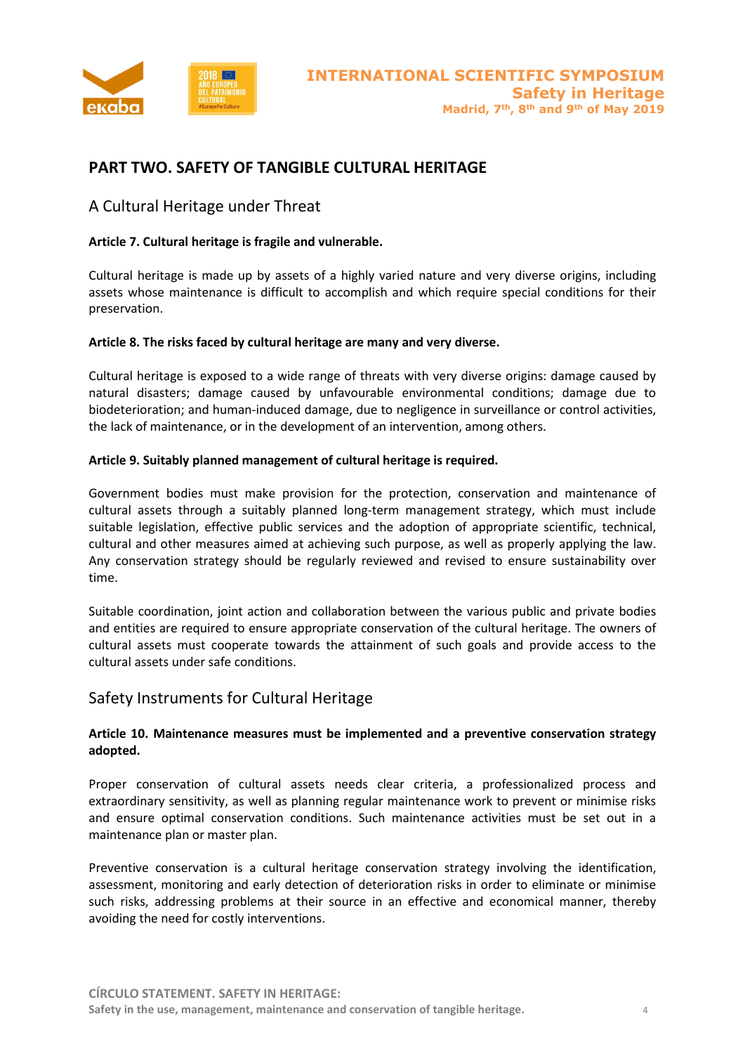## PART TWO. SAFETY OF TANGIBLE CULTURAL HERITAGE

### A Cultural Heritage under Threat

**Article 7. Cultural heritage is fragile and vulnerable.**

Cultural heritage is made up by assets of a highly varied nature and very diverse origins, including assets whose maintenance is difficult to accomplish and which require special conditions for their preservation.

**Article 8. The risks faced by cultural heritage are many and very diverse.**

Cultural heritage is exposed to a wide range of threats with very diverse origins: damage caused by natural disasters; damage caused by unfavourable environmental conditions; damage due to biodeterioration; and human-induced damage, due to negligence in surveillance or control activities, the lack of maintenance, or in the development of an intervention, among others.

**Article 9. Suitably planned management of cultural heritage is required.**

Government bodies must make provision for the protection, conservation and maintenance of cultural assets through a suitably planned long-term management strategy, which must include suitable legislation, effective public services and the adoption of appropriate scientific, technical, cultural and other measures aimed at achieving such purpose, as well as properly applying the law. Any conservation strategy should be regularly reviewed and revised to ensure sustainability over time.

Suitable coordination, joint action and collaboration between the various public and private bodies and entities are required to ensure appropriate conservation of the cultural heritage. The owners of cultural assets must cooperate towards the attainment of such goals and provide access to the cultural assets under safe conditions.

### Safety Instruments for Cultural Heritage

**Article 10. Maintenance measures must be implemented and a preventive conservation strategy adopted.**

Proper conservation of cultural assets needs clear criteria, a professionalized process and extraordinary sensitivity, as well as planning regular maintenance work to prevent or minimise risks and ensure optimal conservation conditions. Such maintenance activities must be set out in a maintenance plan or master plan.

Preventive conservation is a cultural heritage conservation strategy involving the identification, assessment, monitoring and early detection of deterioration risks in order to eliminate or minimise such risks, addressing problems at their source in an effective and economical manner, thereby avoiding the need for costly interventions.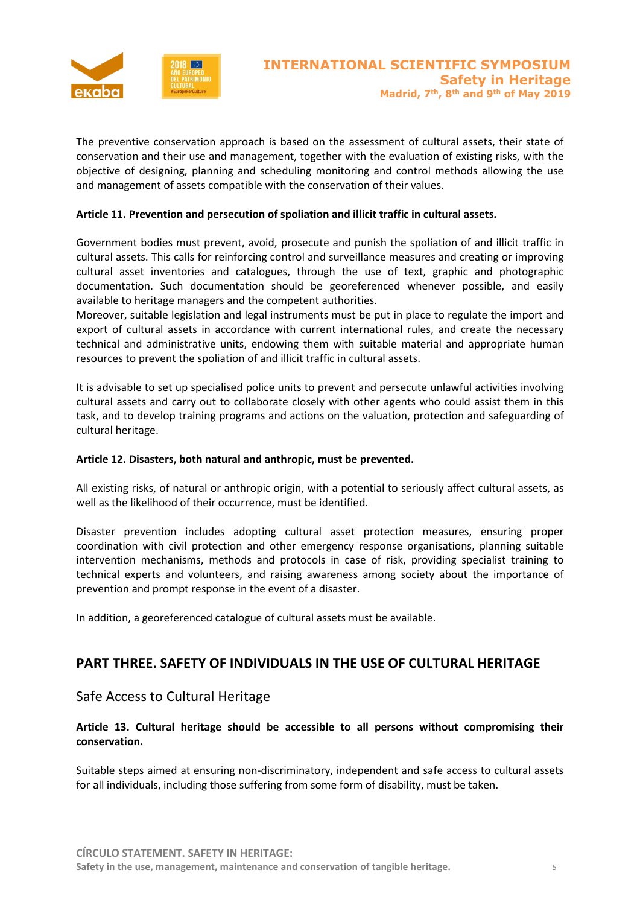The preventive conservation approach is based on the assessment of cultural assets, their state of conservation and their use and management, together with the evaluation of existing risks, with the objective of designing, planning and scheduling monitoring and control methods allowing the use and management of assets compatible with the conservation of their values.

**Article 11. Prevention and persecution of spoliation and illicit traffic in cultural assets.**

Government bodies must prevent, avoid, prosecute and punish the spoliation of and illicit traffic in cultural assets. This calls for reinforcing control and surveillance measures and creating or improving cultural asset inventories and catalogues, through the use of text, graphic and photographic documentation. Such documentation should be georeferenced whenever possible, and easily available to heritage managers and the competent authorities.
Moreover, suitable legislation and legal instruments must be put in place to regulate the import and export of cultural assets in accordance with current international rules, and create the necessary technical and administrative units, endowing them with suitable material and appropriate human resources to prevent the spoliation of and illicit traffic in cultural assets.

It is advisable to set up specialised police units to prevent and persecute unlawful activities involving cultural assets and carry out to collaborate closely with other agents who could assist them in this task, and to develop training programs and actions on the valuation, protection and safeguarding of cultural heritage.

**Article 12. Disasters, both natural and anthropic, must be prevented.**

All existing risks, of natural or anthropic origin, with a potential to seriously affect cultural assets, as well as the likelihood of their occurrence, must be identified.

Disaster prevention includes adopting cultural asset protection measures, ensuring proper coordination with civil protection and other emergency response organisations, planning suitable intervention mechanisms, methods and protocols in case of risk, providing specialist training to technical experts and volunteers, and raising awareness among society about the importance of prevention and prompt response in the event of a disaster.

In addition, a georeferenced catalogue of cultural assets must be available.

## PART THREE. SAFETY OF INDIVIDUALS IN THE USE OF CULTURAL HERITAGE

### Safe Access to Cultural Heritage

**Article 13. Cultural heritage should be accessible to all persons without compromising their conservation.**

Suitable steps aimed at ensuring non-discriminatory, independent and safe access to cultural assets for all individuals, including those suffering from some form of disability, must be taken.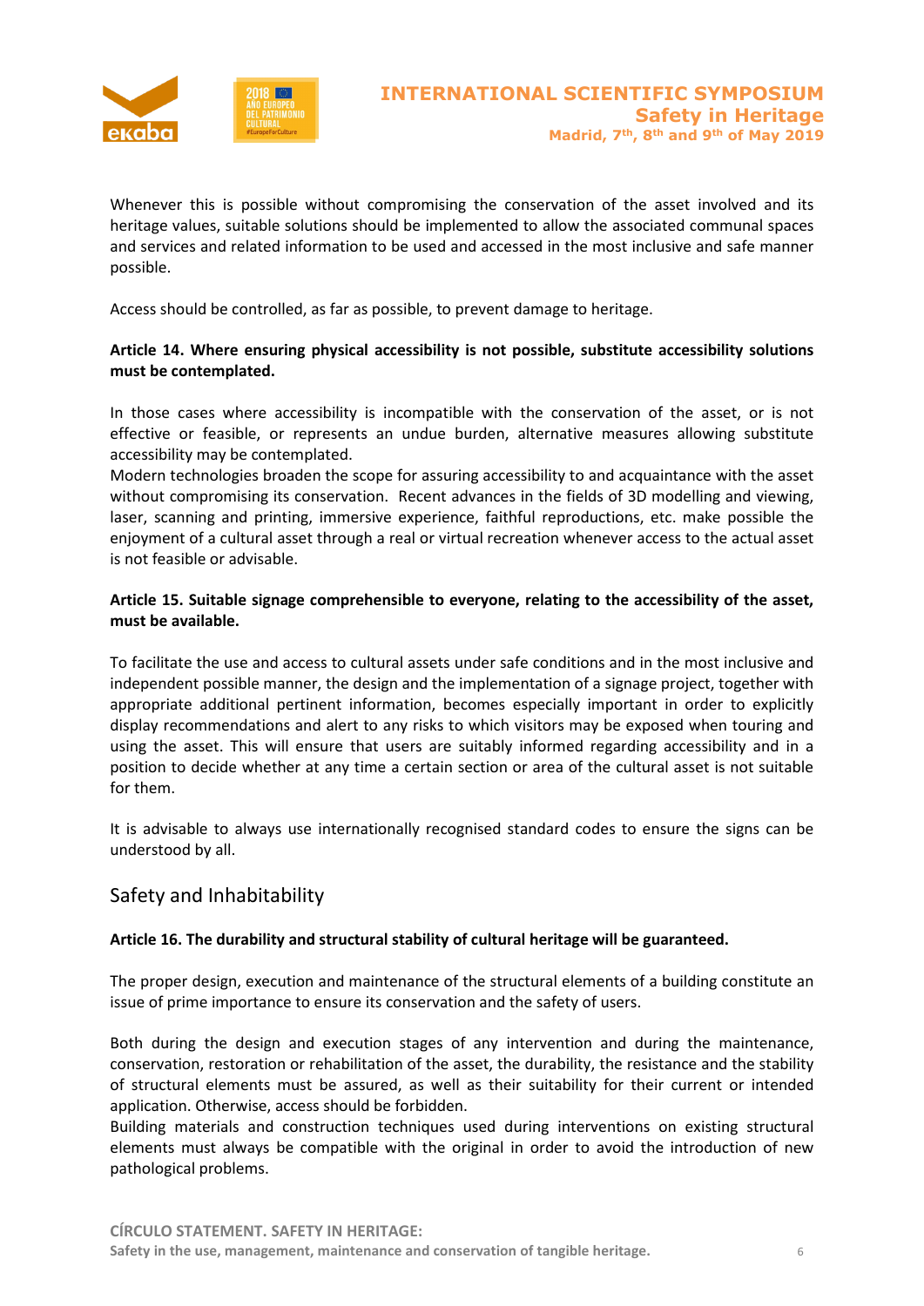Whenever this is possible without compromising the conservation of the asset involved and its heritage values, suitable solutions should be implemented to allow the associated communal spaces and services and related information to be used and accessed in the most inclusive and safe manner possible.

Access should be controlled, as far as possible, to prevent damage to heritage.

**Article 14. Where ensuring physical accessibility is not possible, substitute accessibility solutions must be contemplated.**

In those cases where accessibility is incompatible with the conservation of the asset, or is not effective or feasible, or represents an undue burden, alternative measures allowing substitute accessibility may be contemplated.
Modern technologies broaden the scope for assuring accessibility to and acquaintance with the asset without compromising its conservation. Recent advances in the fields of 3D modelling and viewing, laser, scanning and printing, immersive experience, faithful reproductions, etc. make possible the enjoyment of a cultural asset through a real or virtual recreation whenever access to the actual asset is not feasible or advisable.

**Article 15. Suitable signage comprehensible to everyone, relating to the accessibility of the asset, must be available.**

To facilitate the use and access to cultural assets under safe conditions and in the most inclusive and independent possible manner, the design and the implementation of a signage project, together with appropriate additional pertinent information, becomes especially important in order to explicitly display recommendations and alert to any risks to which visitors may be exposed when touring and using the asset. This will ensure that users are suitably informed regarding accessibility and in a position to decide whether at any time a certain section or area of the cultural asset is not suitable for them.

It is advisable to always use internationally recognised standard codes to ensure the signs can be understood by all.

## Safety and Inhabitability

**Article 16. The durability and structural stability of cultural heritage will be guaranteed.**

The proper design, execution and maintenance of the structural elements of a building constitute an issue of prime importance to ensure its conservation and the safety of users.

Both during the design and execution stages of any intervention and during the maintenance, conservation, restoration or rehabilitation of the asset, the durability, the resistance and the stability of structural elements must be assured, as well as their suitability for their current or intended application. Otherwise, access should be forbidden.
Building materials and construction techniques used during interventions on existing structural elements must always be compatible with the original in order to avoid the introduction of new pathological problems.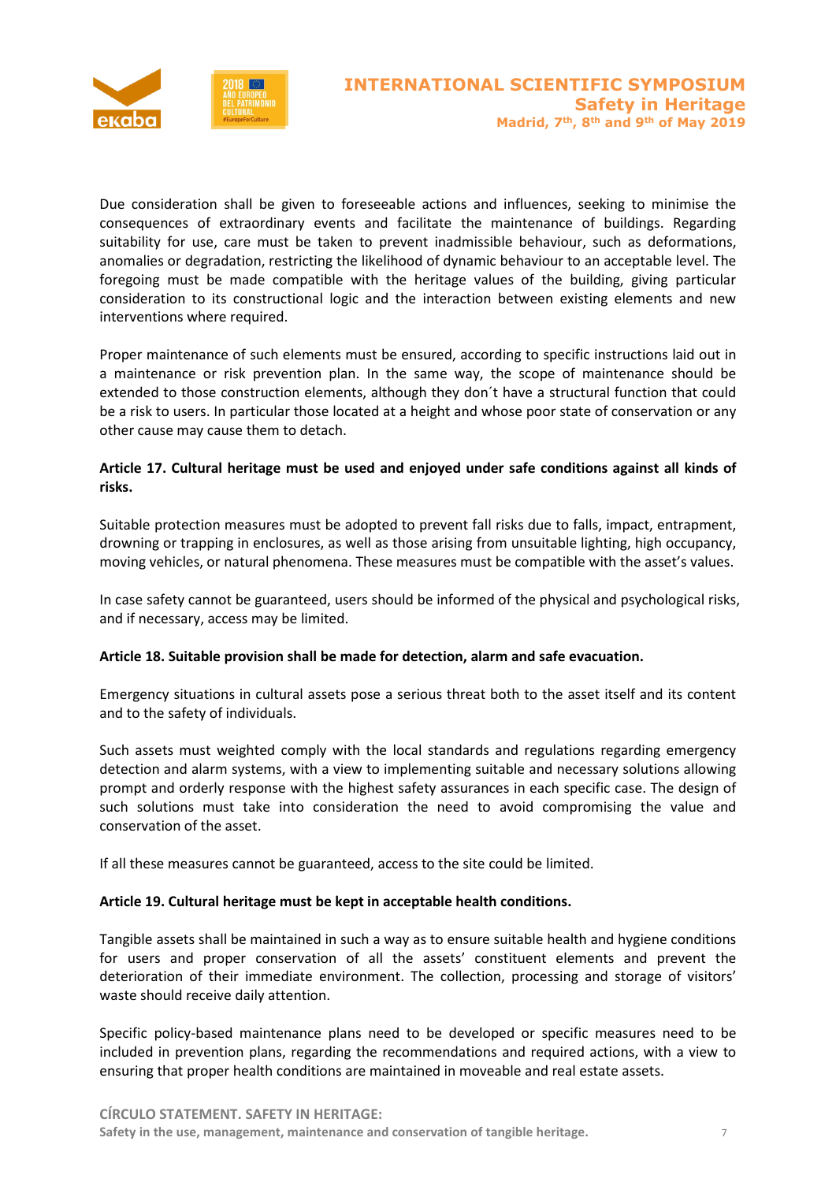Due consideration shall be given to foreseeable actions and influences, seeking to minimise the consequences of extraordinary events and facilitate the maintenance of buildings. Regarding suitability for use, care must be taken to prevent inadmissible behaviour, such as deformations, anomalies or degradation, restricting the likelihood of dynamic behaviour to an acceptable level. The foregoing must be made compatible with the heritage values of the building, giving particular consideration to its constructional logic and the interaction between existing elements and new interventions where required.

Proper maintenance of such elements must be ensured, according to specific instructions laid out in a maintenance or risk prevention plan. In the same way, the scope of maintenance should be extended to those construction elements, although they don´t have a structural function that could be a risk to users. In particular those located at a height and whose poor state of conservation or any other cause may cause them to detach.

**Article 17. Cultural heritage must be used and enjoyed under safe conditions against all kinds of risks.**

Suitable protection measures must be adopted to prevent fall risks due to falls, impact, entrapment, drowning or trapping in enclosures, as well as those arising from unsuitable lighting, high occupancy, moving vehicles, or natural phenomena. These measures must be compatible with the asset's values.

In case safety cannot be guaranteed, users should be informed of the physical and psychological risks, and if necessary, access may be limited.

**Article 18. Suitable provision shall be made for detection, alarm and safe evacuation.**

Emergency situations in cultural assets pose a serious threat both to the asset itself and its content and to the safety of individuals.

Such assets must weighted comply with the local standards and regulations regarding emergency detection and alarm systems, with a view to implementing suitable and necessary solutions allowing prompt and orderly response with the highest safety assurances in each specific case. The design of such solutions must take into consideration the need to avoid compromising the value and conservation of the asset.

If all these measures cannot be guaranteed, access to the site could be limited.

**Article 19. Cultural heritage must be kept in acceptable health conditions.**

Tangible assets shall be maintained in such a way as to ensure suitable health and hygiene conditions for users and proper conservation of all the assets' constituent elements and prevent the deterioration of their immediate environment. The collection, processing and storage of visitors' waste should receive daily attention.

Specific policy-based maintenance plans need to be developed or specific measures need to be included in prevention plans, regarding the recommendations and required actions, with a view to ensuring that proper health conditions are maintained in moveable and real estate assets.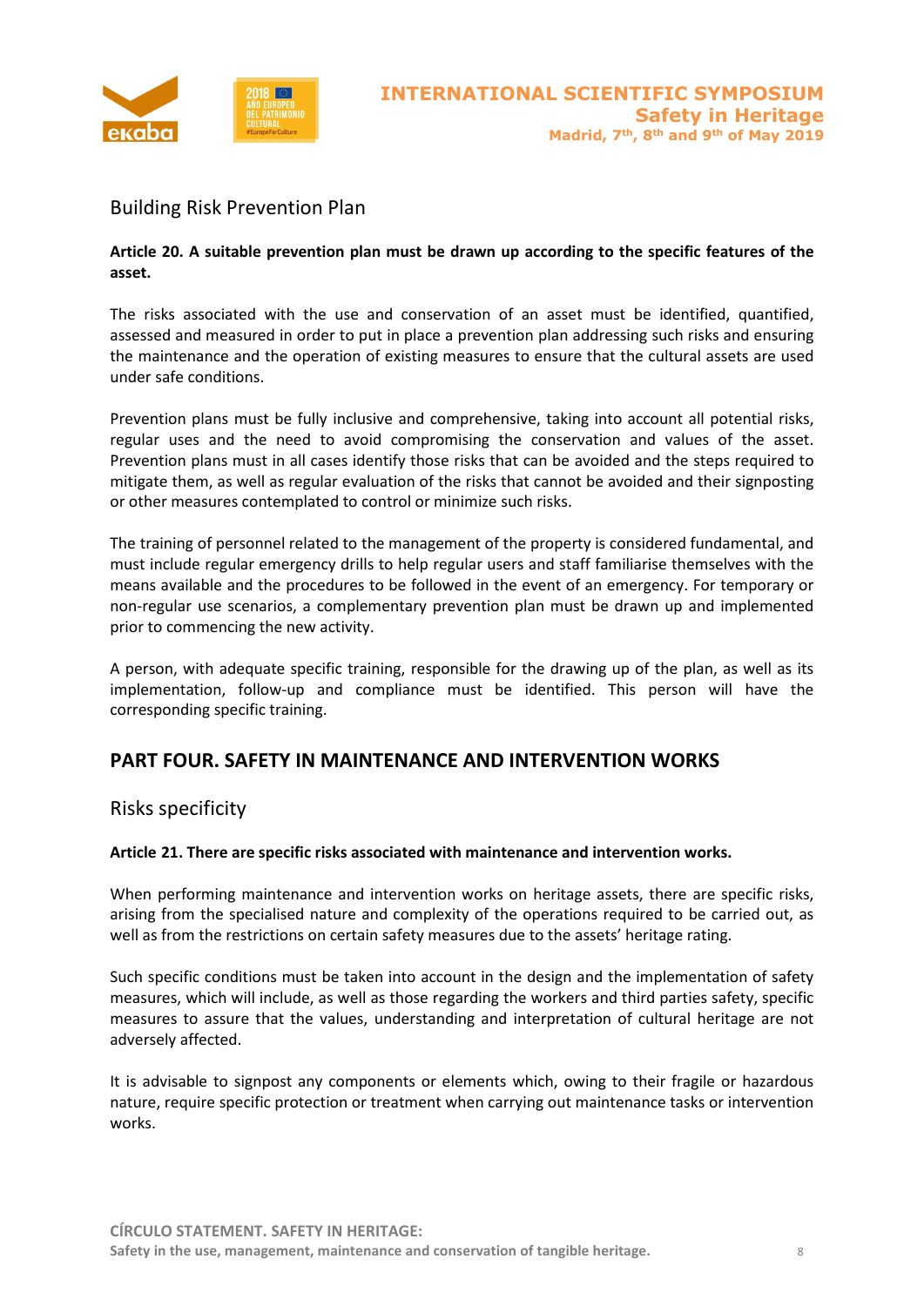## Building Risk Prevention Plan

**Article 20. A suitable prevention plan must be drawn up according to the specific features of the asset.**

The risks associated with the use and conservation of an asset must be identified, quantified, assessed and measured in order to put in place a prevention plan addressing such risks and ensuring the maintenance and the operation of existing measures to ensure that the cultural assets are used under safe conditions.

Prevention plans must be fully inclusive and comprehensive, taking into account all potential risks, regular uses and the need to avoid compromising the conservation and values of the asset. Prevention plans must in all cases identify those risks that can be avoided and the steps required to mitigate them, as well as regular evaluation of the risks that cannot be avoided and their signposting or other measures contemplated to control or minimize such risks.

The training of personnel related to the management of the property is considered fundamental, and must include regular emergency drills to help regular users and staff familiarise themselves with the means available and the procedures to be followed in the event of an emergency. For temporary or non-regular use scenarios, a complementary prevention plan must be drawn up and implemented prior to commencing the new activity.

A person, with adequate specific training, responsible for the drawing up of the plan, as well as its implementation, follow-up and compliance must be identified. This person will have the corresponding specific training.

# PART FOUR. SAFETY IN MAINTENANCE AND INTERVENTION WORKS

## Risks specificity

**Article 21. There are specific risks associated with maintenance and intervention works.**

When performing maintenance and intervention works on heritage assets, there are specific risks, arising from the specialised nature and complexity of the operations required to be carried out, as well as from the restrictions on certain safety measures due to the assets' heritage rating.

Such specific conditions must be taken into account in the design and the implementation of safety measures, which will include, as well as those regarding the workers and third parties safety, specific measures to assure that the values, understanding and interpretation of cultural heritage are not adversely affected.

It is advisable to signpost any components or elements which, owing to their fragile or hazardous nature, require specific protection or treatment when carrying out maintenance tasks or intervention works.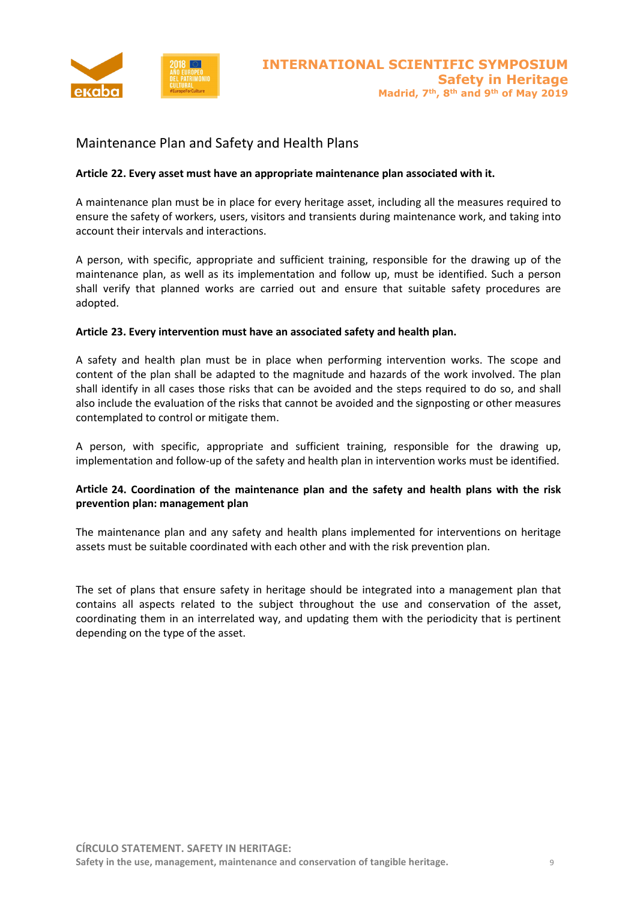## Maintenance Plan and Safety and Health Plans

**Article 22. Every asset must have an appropriate maintenance plan associated with it.**

A maintenance plan must be in place for every heritage asset, including all the measures required to ensure the safety of workers, users, visitors and transients during maintenance work, and taking into account their intervals and interactions.

A person, with specific, appropriate and sufficient training, responsible for the drawing up of the maintenance plan, as well as its implementation and follow up, must be identified. Such a person shall verify that planned works are carried out and ensure that suitable safety procedures are adopted.

**Article 23. Every intervention must have an associated safety and health plan.**

A safety and health plan must be in place when performing intervention works. The scope and content of the plan shall be adapted to the magnitude and hazards of the work involved. The plan shall identify in all cases those risks that can be avoided and the steps required to do so, and shall also include the evaluation of the risks that cannot be avoided and the signposting or other measures contemplated to control or mitigate them.

A person, with specific, appropriate and sufficient training, responsible for the drawing up, implementation and follow-up of the safety and health plan in intervention works must be identified.

**Article 24. Coordination of the maintenance plan and the safety and health plans with the risk prevention plan: management plan**

The maintenance plan and any safety and health plans implemented for interventions on heritage assets must be suitable coordinated with each other and with the risk prevention plan.

The set of plans that ensure safety in heritage should be integrated into a management plan that contains all aspects related to the subject throughout the use and conservation of the asset, coordinating them in an interrelated way, and updating them with the periodicity that is pertinent depending on the type of the asset.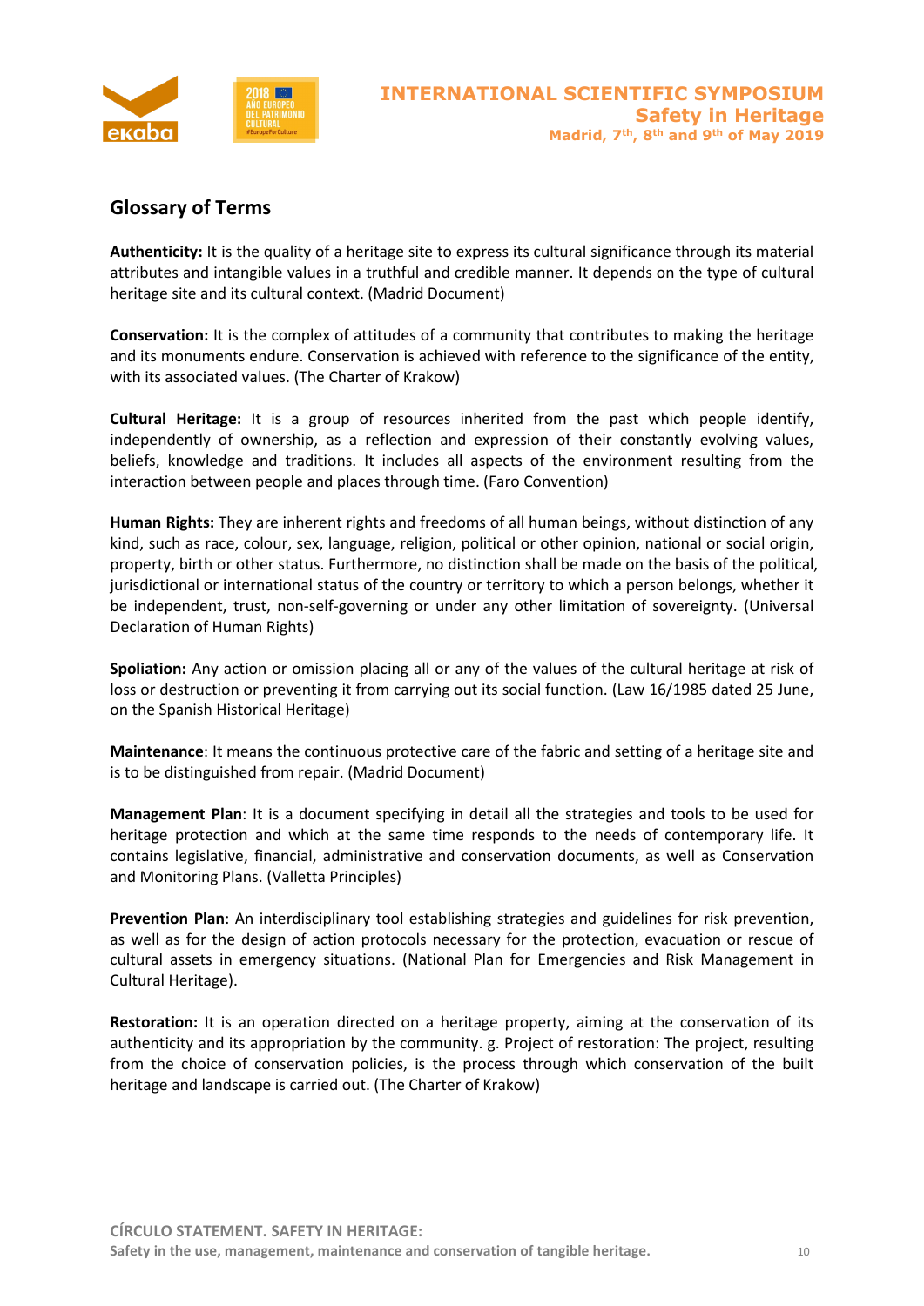## Glossary of Terms

**Authenticity:** It is the quality of a heritage site to express its cultural significance through its material attributes and intangible values in a truthful and credible manner. It depends on the type of cultural heritage site and its cultural context. (Madrid Document)

**Conservation:** It is the complex of attitudes of a community that contributes to making the heritage and its monuments endure. Conservation is achieved with reference to the significance of the entity, with its associated values. (The Charter of Krakow)

**Cultural Heritage:** It is a group of resources inherited from the past which people identify, independently of ownership, as a reflection and expression of their constantly evolving values, beliefs, knowledge and traditions. It includes all aspects of the environment resulting from the interaction between people and places through time. (Faro Convention)

**Human Rights:** They are inherent rights and freedoms of all human beings, without distinction of any kind, such as race, colour, sex, language, religion, political or other opinion, national or social origin, property, birth or other status. Furthermore, no distinction shall be made on the basis of the political, jurisdictional or international status of the country or territory to which a person belongs, whether it be independent, trust, non-self-governing or under any other limitation of sovereignty. (Universal Declaration of Human Rights)

**Spoliation:** Any action or omission placing all or any of the values of the cultural heritage at risk of loss or destruction or preventing it from carrying out its social function. (Law 16/1985 dated 25 June, on the Spanish Historical Heritage)

**Maintenance**: It means the continuous protective care of the fabric and setting of a heritage site and is to be distinguished from repair. (Madrid Document)

**Management Plan**: It is a document specifying in detail all the strategies and tools to be used for heritage protection and which at the same time responds to the needs of contemporary life. It contains legislative, financial, administrative and conservation documents, as well as Conservation and Monitoring Plans. (Valletta Principles)

**Prevention Plan**: An interdisciplinary tool establishing strategies and guidelines for risk prevention, as well as for the design of action protocols necessary for the protection, evacuation or rescue of cultural assets in emergency situations. (National Plan for Emergencies and Risk Management in Cultural Heritage).

**Restoration:** It is an operation directed on a heritage property, aiming at the conservation of its authenticity and its appropriation by the community. g. Project of restoration: The project, resulting from the choice of conservation policies, is the process through which conservation of the built heritage and landscape is carried out. (The Charter of Krakow)